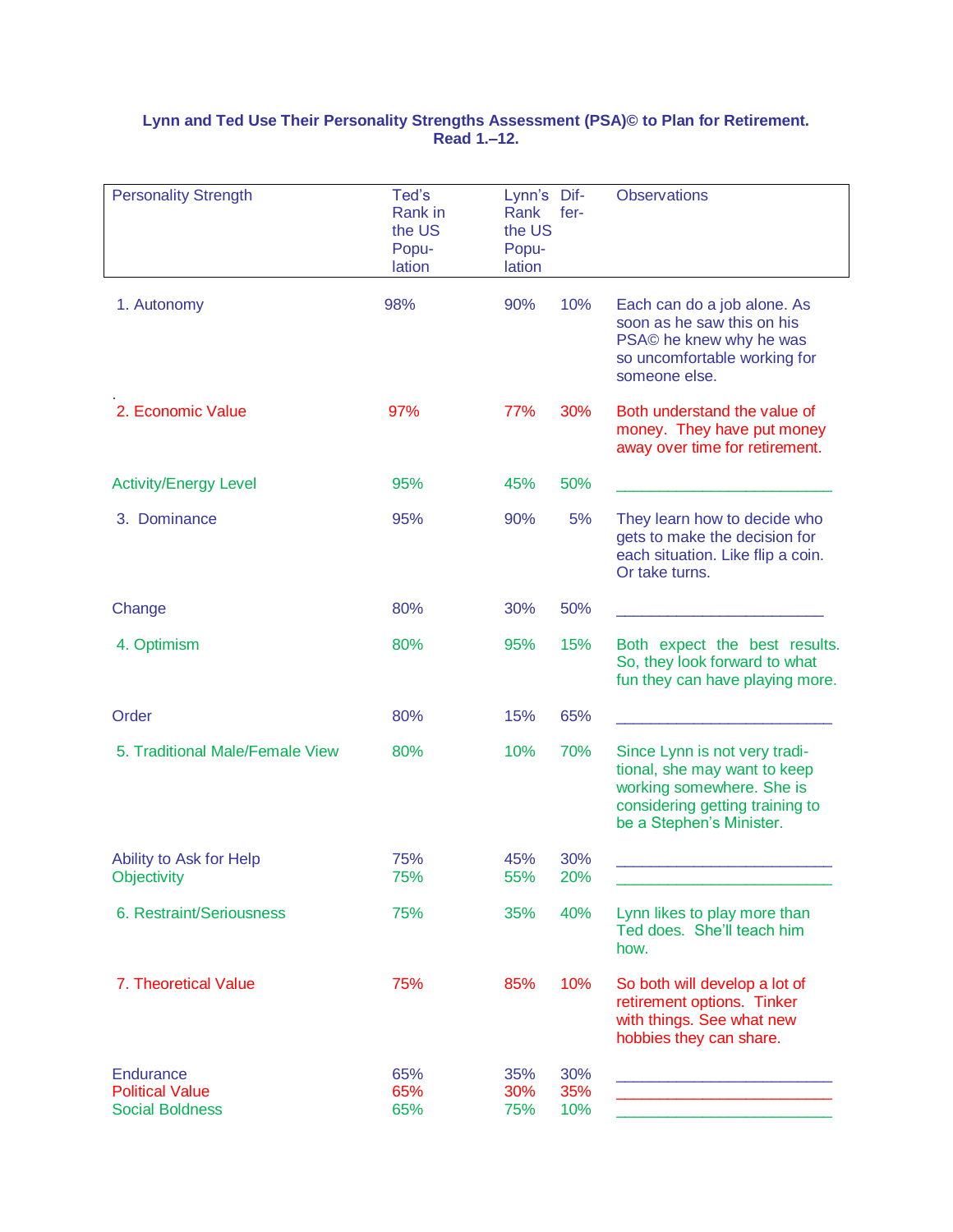**Lynn and Ted Use Their Personality Strengths Assessment (PSA)© to Plan for Retirement. Read 1.–12.**

| Personality Strength | Ted's Rank in the US Population | Lynn's Rank the US Population | Difference | Observations |
|---|---|---|---|---|
| 1. Autonomy | 98% | 90% | 10% | Each can do a job alone. As soon as he saw this on his PSA© he knew why he was so uncomfortable working for someone else. |
| 2. Economic Value | 97% | 77% | 30% | Both understand the value of money. They have put money away over time for retirement. |
| Activity/Energy Level | 95% | 45% | 50% | ________________________ |
| 3. Dominance | 95% | 90% | 5% | They learn how to decide who gets to make the decision for each situation. Like flip a coin. Or take turns. |
| Change | 80% | 30% | 50% | ________________________ |
| 4. Optimism | 80% | 95% | 15% | Both expect the best results. So, they look forward to what fun they can have playing more. |
| Order | 80% | 15% | 65% | ________________________ |
| 5. Traditional Male/Female View | 80% | 10% | 70% | Since Lynn is not very traditional, she may want to keep working somewhere. She is considering getting training to be a Stephen's Minister. |
| Ability to Ask for Help | 75% | 45% | 30% | ________________________ |
| Objectivity | 75% | 55% | 20% | ________________________ |
| 6. Restraint/Seriousness | 75% | 35% | 40% | Lynn likes to play more than Ted does. She'll teach him how. |
| 7. Theoretical Value | 75% | 85% | 10% | So both will develop a lot of retirement options. Tinker with things. See what new hobbies they can share. |
| Endurance | 65% | 35% | 30% | ________________________ |
| Political Value | 65% | 30% | 35% | ________________________ |
| Social Boldness | 65% | 75% | 10% | ________________________ |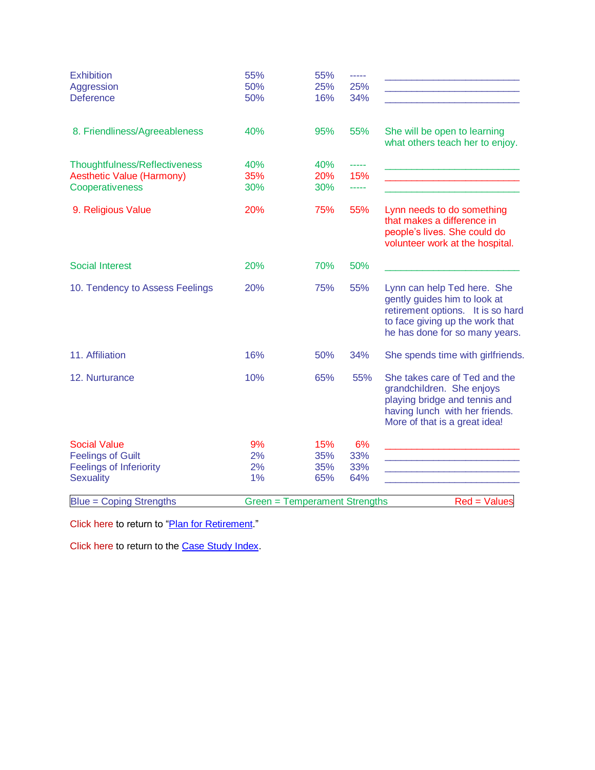| | | | | |
|---|---|---|---|---|
| Exhibition | 55% | 55% | ----- | ________________________ |
| Aggression | 50% | 25% | 25% | ________________________ |
| Deference | 50% | 16% | 34% | ________________________ |
| 8. Friendliness/Agreeableness | 40% | 95% | 55% | She will be open to learning what others teach her to enjoy. |
| Thoughtfulness/Reflectiveness | 40% | 40% | ----- | ________________________ |
| Aesthetic Value (Harmony) | 35% | 20% | 15% | ________________________ |
| Cooperativeness | 30% | 30% | ----- | ________________________ |
| 9. Religious Value | 20% | 75% | 55% | Lynn needs to do something that makes a difference in people's lives. She could do volunteer work at the hospital. |
| Social Interest | 20% | 70% | 50% | ________________________ |
| 10. Tendency to Assess Feelings | 20% | 75% | 55% | Lynn can help Ted here. She gently guides him to look at retirement options. It is so hard to face giving up the work that he has done for so many years. |
| 11. Affiliation | 16% | 50% | 34% | She spends time with girlfriends. |
| 12. Nurturance | 10% | 65% | 55% | She takes care of Ted and the grandchildren. She enjoys playing bridge and tennis and having lunch with her friends. More of that is a great idea! |
| Social Value | 9% | 15% | 6% | ________________________ |
| Feelings of Guilt | 2% | 35% | 33% | ________________________ |
| Feelings of Inferiority | 2% | 35% | 33% | ________________________ |
| Sexuality | 1% | 65% | 64% | ________________________ |

Blue = Coping Strengths Green = Temperament Strengths Red = Values

Click here to return to "Plan for Retirement."

Click here to return to the Case Study Index.